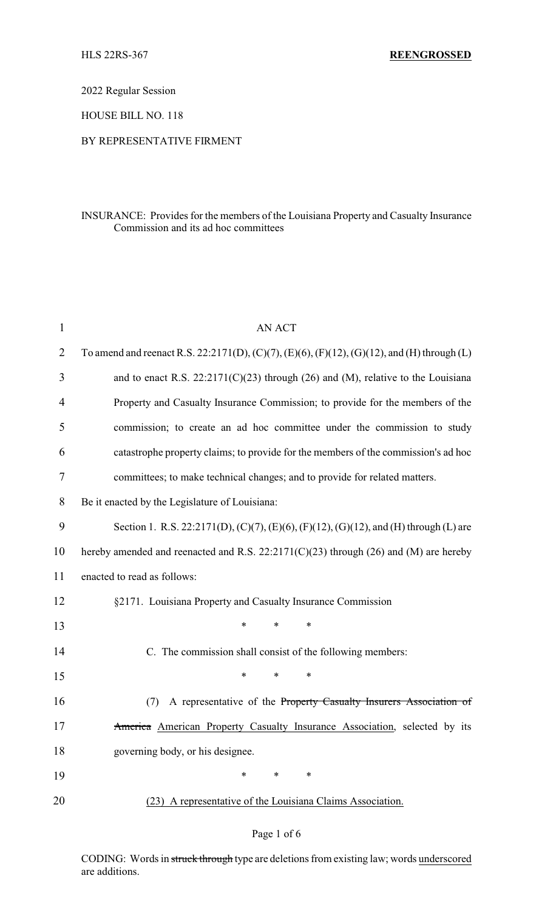HLS 22RS-367 **REENGROSSED**

2022 Regular Session

HOUSE BILL NO. 118

BY REPRESENTATIVE FIRMENT

INSURANCE: Provides for the members of the Louisiana Property and Casualty Insurance Commission and its ad hoc committees

AN ACT

To amend and reenact R.S. 22:2171(D), (C)(7), (E)(6), (F)(12), (G)(12), and (H) through (L) and to enact R.S. 22:2171(C)(23) through (26) and (M), relative to the Louisiana Property and Casualty Insurance Commission; to provide for the members of the commission; to create an ad hoc committee under the commission to study catastrophe property claims; to provide for the members of the commission's ad hoc committees; to make technical changes; and to provide for related matters.

Be it enacted by the Legislature of Louisiana:

Section 1. R.S. 22:2171(D), (C)(7), (E)(6), (F)(12), (G)(12), and (H) through (L) are hereby amended and reenacted and R.S. 22:2171(C)(23) through (26) and (M) are hereby enacted to read as follows:

§2171. Louisiana Property and Casualty Insurance Commission

\* \* \*

C. The commission shall consist of the following members:

\* \* \*

(7) A representative of the ~~Property Casualty Insurers Association of America~~ American Property Casualty Insurance Association, selected by its governing body, or his designee.

\* \* \*

(23) A representative of the Louisiana Claims Association.

CODING: Words in ~~struck through~~ type are deletions from existing law; words underscored are additions.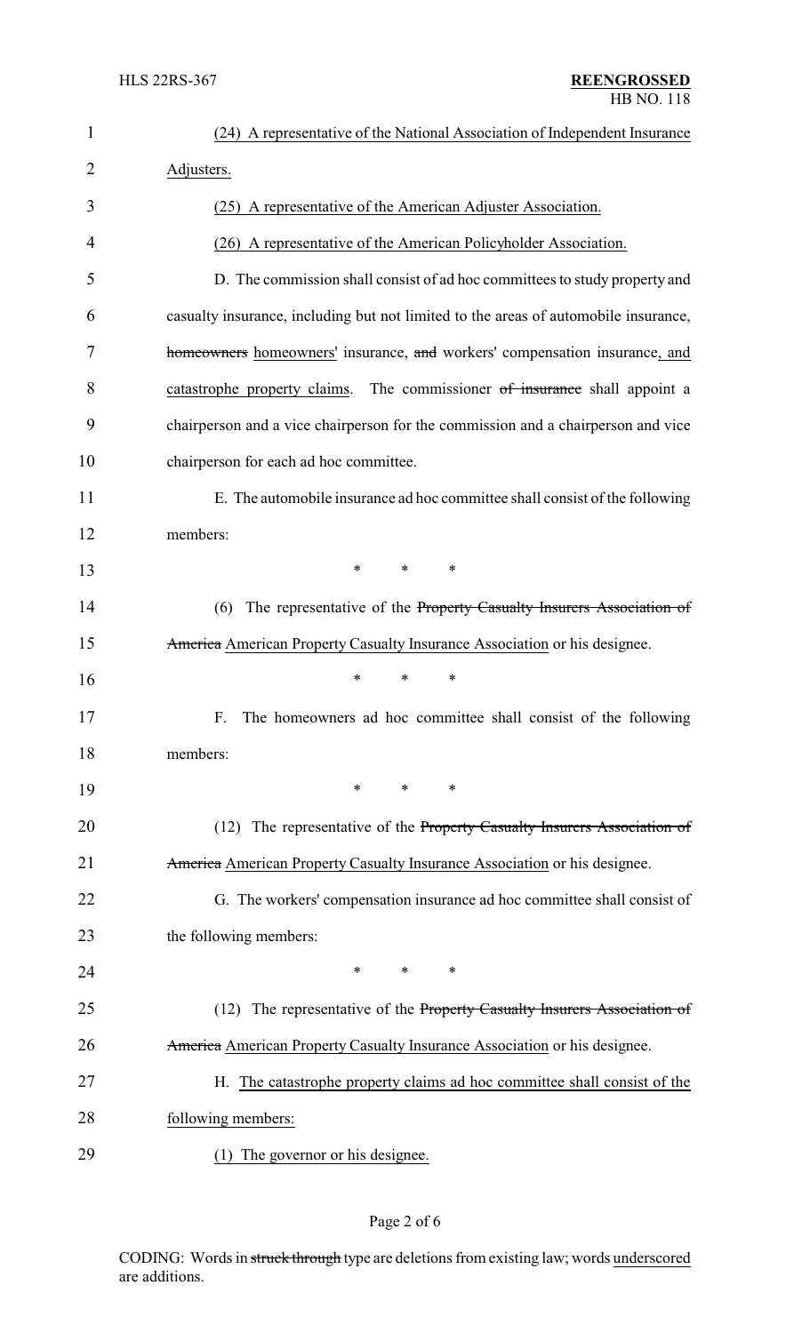(24) A representative of the National Association of Independent Insurance Adjusters.

(25) A representative of the American Adjuster Association.

(26) A representative of the American Policyholder Association.

D. The commission shall consist of ad hoc committees to study property and casualty insurance, including but not limited to the areas of automobile insurance, ~~homeowners~~ homeowners' insurance, ~~and~~ workers' compensation insurance, and catastrophe property claims. The commissioner ~~of insurance~~ shall appoint a chairperson and a vice chairperson for the commission and a chairperson and vice chairperson for each ad hoc committee.

E. The automobile insurance ad hoc committee shall consist of the following members:

\* \* \*

(6) The representative of the ~~Property Casualty Insurers Association of America~~ American Property Casualty Insurance Association or his designee.

\* \* \*

F. The homeowners ad hoc committee shall consist of the following members:

\* \* \*

(12) The representative of the ~~Property Casualty Insurers Association of America~~ American Property Casualty Insurance Association or his designee.

G. The workers' compensation insurance ad hoc committee shall consist of the following members:

\* \* \*

(12) The representative of the ~~Property Casualty Insurers Association of America~~ American Property Casualty Insurance Association or his designee.

H. The catastrophe property claims ad hoc committee shall consist of the following members:

(1) The governor or his designee.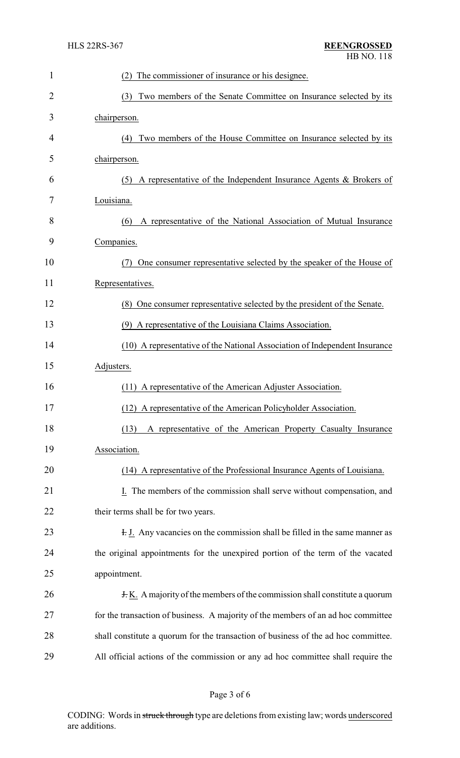(2) The commissioner of insurance or his designee.

(3) Two members of the Senate Committee on Insurance selected by its chairperson.

(4) Two members of the House Committee on Insurance selected by its chairperson.

(5) A representative of the Independent Insurance Agents & Brokers of Louisiana.

(6) A representative of the National Association of Mutual Insurance Companies.

(7) One consumer representative selected by the speaker of the House of Representatives.

(8) One consumer representative selected by the president of the Senate.

(9) A representative of the Louisiana Claims Association.

(10) A representative of the National Association of Independent Insurance Adjusters.

(11) A representative of the American Adjuster Association.

(12) A representative of the American Policyholder Association.

(13) A representative of the American Property Casualty Insurance Association.

(14) A representative of the Professional Insurance Agents of Louisiana.

I. The members of the commission shall serve without compensation, and their terms shall be for two years.

~~I.~~ J. Any vacancies on the commission shall be filled in the same manner as the original appointments for the unexpired portion of the term of the vacated appointment.

~~J.~~ K. A majority of the members of the commission shall constitute a quorum for the transaction of business. A majority of the members of an ad hoc committee shall constitute a quorum for the transaction of business of the ad hoc committee. All official actions of the commission or any ad hoc committee shall require the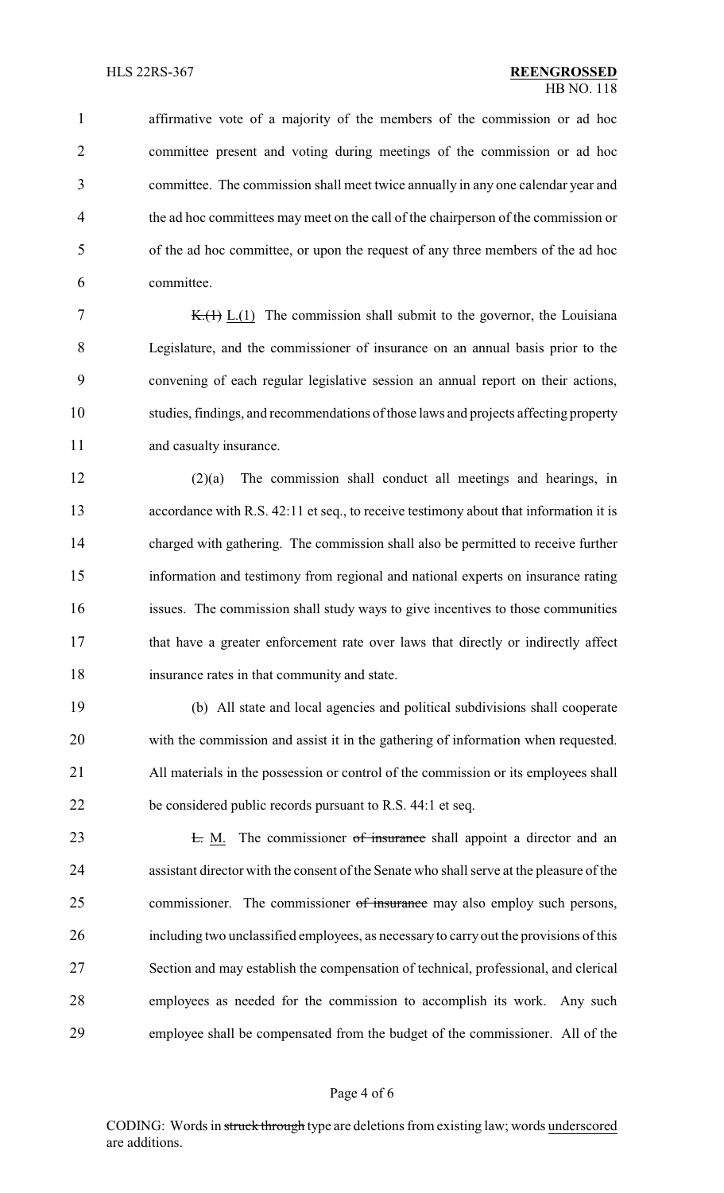affirmative vote of a majority of the members of the commission or ad hoc committee present and voting during meetings of the commission or ad hoc committee. The commission shall meet twice annually in any one calendar year and the ad hoc committees may meet on the call of the chairperson of the commission or of the ad hoc committee, or upon the request of any three members of the ad hoc committee.

~~K.(1)~~ L.(1) The commission shall submit to the governor, the Louisiana Legislature, and the commissioner of insurance on an annual basis prior to the convening of each regular legislative session an annual report on their actions, studies, findings, and recommendations of those laws and projects affecting property and casualty insurance.

(2)(a) The commission shall conduct all meetings and hearings, in accordance with R.S. 42:11 et seq., to receive testimony about that information it is charged with gathering. The commission shall also be permitted to receive further information and testimony from regional and national experts on insurance rating issues. The commission shall study ways to give incentives to those communities that have a greater enforcement rate over laws that directly or indirectly affect insurance rates in that community and state.

(b) All state and local agencies and political subdivisions shall cooperate with the commission and assist it in the gathering of information when requested. All materials in the possession or control of the commission or its employees shall be considered public records pursuant to R.S. 44:1 et seq.

~~L.~~ M. The commissioner ~~of insurance~~ shall appoint a director and an assistant director with the consent of the Senate who shall serve at the pleasure of the commissioner. The commissioner ~~of insurance~~ may also employ such persons, including two unclassified employees, as necessary to carry out the provisions of this Section and may establish the compensation of technical, professional, and clerical employees as needed for the commission to accomplish its work. Any such employee shall be compensated from the budget of the commissioner. All of the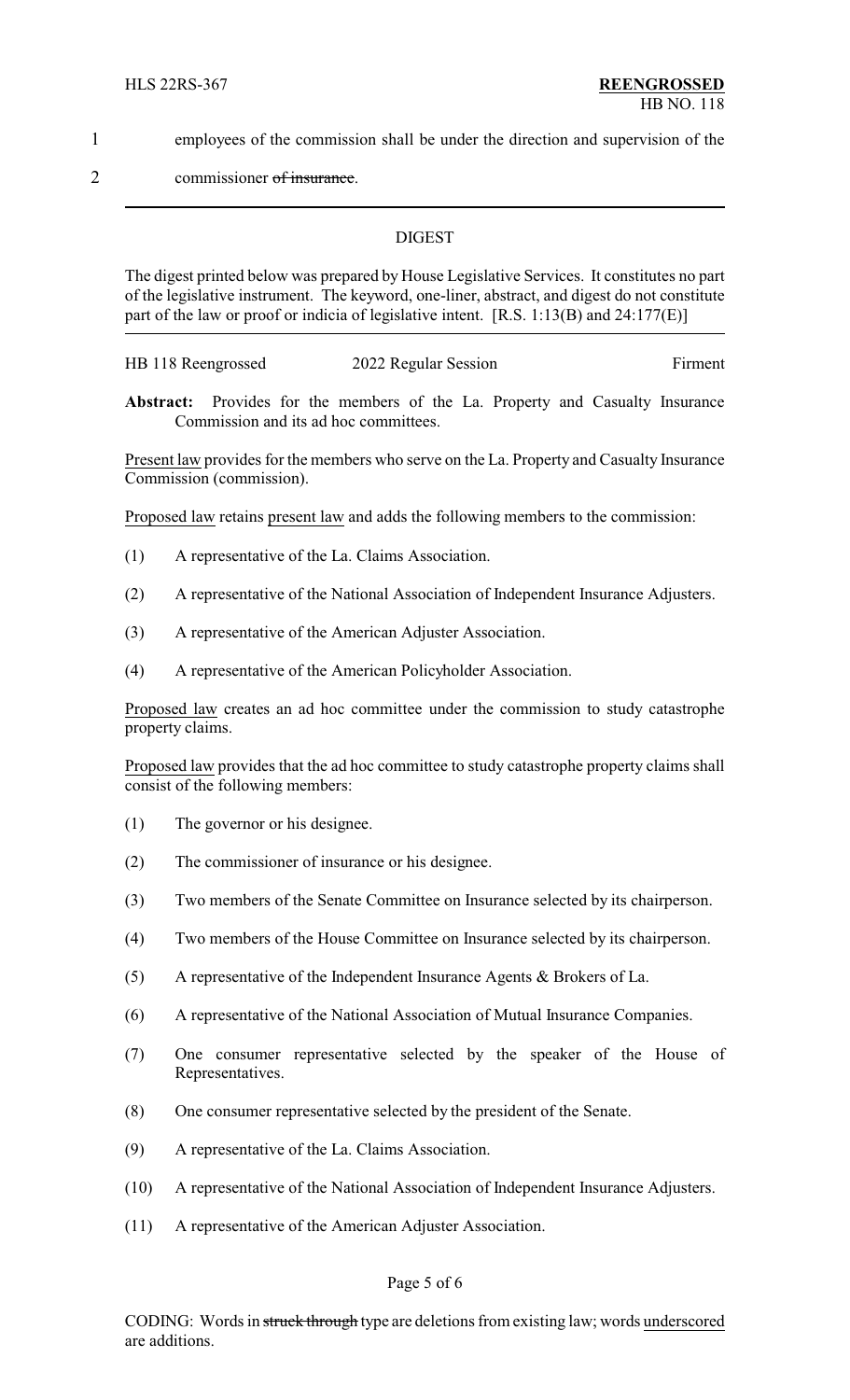1 employees of the commission shall be under the direction and supervision of the

2 commissioner ~~of insurance~~.

## DIGEST

The digest printed below was prepared by House Legislative Services. It constitutes no part of the legislative instrument. The keyword, one-liner, abstract, and digest do not constitute part of the law or proof or indicia of legislative intent. [R.S. 1:13(B) and 24:177(E)]

HB 118 Reengrossed — 2022 Regular Session — Firment

**Abstract:** Provides for the members of the La. Property and Casualty Insurance Commission and its ad hoc committees.

Present law provides for the members who serve on the La. Property and Casualty Insurance Commission (commission).

Proposed law retains present law and adds the following members to the commission:

(1) A representative of the La. Claims Association.

(2) A representative of the National Association of Independent Insurance Adjusters.

(3) A representative of the American Adjuster Association.

(4) A representative of the American Policyholder Association.

Proposed law creates an ad hoc committee under the commission to study catastrophe property claims.

Proposed law provides that the ad hoc committee to study catastrophe property claims shall consist of the following members:

(1) The governor or his designee.

(2) The commissioner of insurance or his designee.

(3) Two members of the Senate Committee on Insurance selected by its chairperson.

(4) Two members of the House Committee on Insurance selected by its chairperson.

(5) A representative of the Independent Insurance Agents & Brokers of La.

(6) A representative of the National Association of Mutual Insurance Companies.

(7) One consumer representative selected by the speaker of the House of Representatives.

(8) One consumer representative selected by the president of the Senate.

(9) A representative of the La. Claims Association.

(10) A representative of the National Association of Independent Insurance Adjusters.

(11) A representative of the American Adjuster Association.

CODING: Words in ~~struck through~~ type are deletions from existing law; words underscored are additions.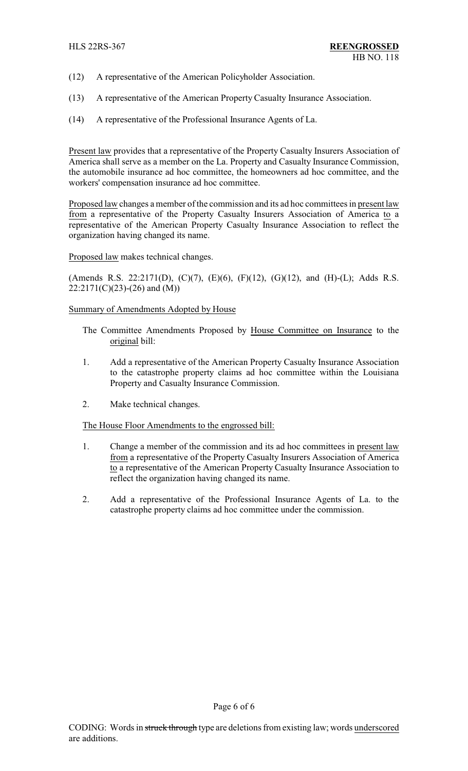(12) A representative of the American Policyholder Association.

(13) A representative of the American Property Casualty Insurance Association.

(14) A representative of the Professional Insurance Agents of La.

Present law provides that a representative of the Property Casualty Insurers Association of America shall serve as a member on the La. Property and Casualty Insurance Commission, the automobile insurance ad hoc committee, the homeowners ad hoc committee, and the workers' compensation insurance ad hoc committee.

Proposed law changes a member of the commission and its ad hoc committees in present law from a representative of the Property Casualty Insurers Association of America to a representative of the American Property Casualty Insurance Association to reflect the organization having changed its name.

Proposed law makes technical changes.

(Amends R.S. 22:2171(D), (C)(7), (E)(6), (F)(12), (G)(12), and (H)-(L); Adds R.S. 22:2171(C)(23)-(26) and (M))

Summary of Amendments Adopted by House

The Committee Amendments Proposed by House Committee on Insurance to the original bill:

1. Add a representative of the American Property Casualty Insurance Association to the catastrophe property claims ad hoc committee within the Louisiana Property and Casualty Insurance Commission.

2. Make technical changes.

The House Floor Amendments to the engrossed bill:

1. Change a member of the commission and its ad hoc committees in present law from a representative of the Property Casualty Insurers Association of America to a representative of the American Property Casualty Insurance Association to reflect the organization having changed its name.

2. Add a representative of the Professional Insurance Agents of La. to the catastrophe property claims ad hoc committee under the commission.

CODING: Words in ~~struck through~~ type are deletions from existing law; words underscored are additions.